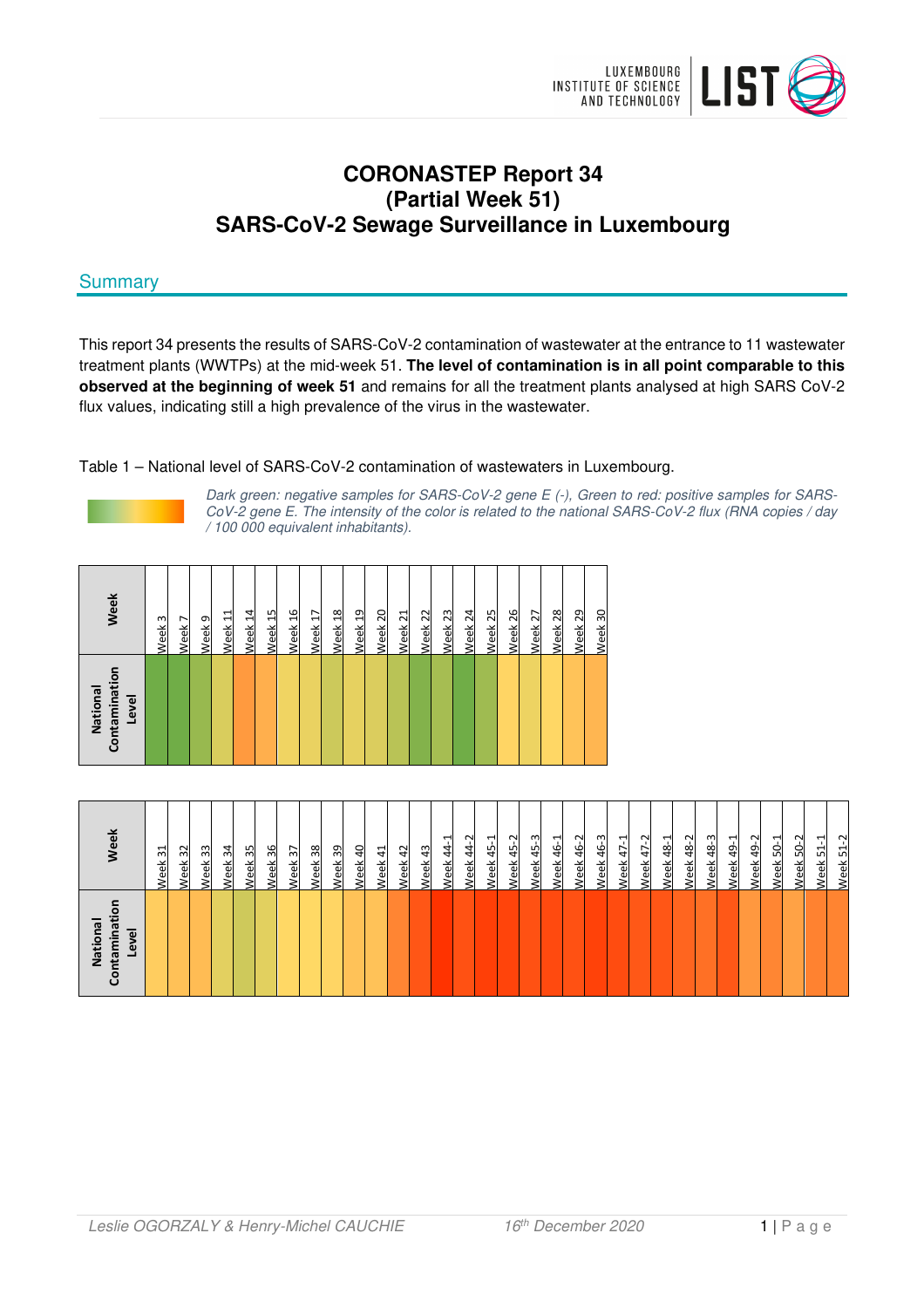# CORONASTEP Report 34 (Partial Week 51) SARS-CoV-2 Sewage Surveillance in Luxembourg

## Summary

This report 34 presents the results of SARS-CoV-2 contamination of wastewater at the entrance to 11 wastewater treatment plants (WWTPs) at the mid-week 51. **The level of contamination is in all point comparable to this observed at the beginning of week 51** and remains for all the treatment plants analysed at high SARS CoV-2 flux values, indicating still a high prevalence of the virus in the wastewater.

Table 1 – National level of SARS-CoV-2 contamination of wastewaters in Luxembourg.

*Dark green: negative samples for SARS-CoV-2 gene E (-), Green to red: positive samples for SARS-CoV-2 gene E. The intensity of the color is related to the national SARS-CoV-2 flux (RNA copies / day / 100 000 equivalent inhabitants).*

| Week | Week 3 | Week 7 | Week 9 | Week 11 | Week 14 | Week 15 | Week 16 | Week 17 | Week 18 | Week 19 | Week 20 | Week 21 | Week 22 | Week 23 | Week 24 | Week 25 | Week 26 | Week 27 | Week 28 | Week 29 | Week 30 |
|---|---|---|---|---|---|---|---|---|---|---|---|---|---|---|---|---|---|---|---|---|---|
| National Contamination Level | | | | | | | | | | | | | | | | | | | | | |

| Week | Week 31 | Week 32 | Week 33 | Week 34 | Week 35 | Week 36 | Week 37 | Week 38 | Week 39 | Week 40 | Week 41 | Week 42 | Week 43 | Week 44-1 | Week 44-2 | Week 45-1 | Week 45-2 | Week 45-3 | Week 46-1 | Week 46-2 | Week 46-3 | Week 47-1 | Week 47-2 | Week 48-1 | Week 48-2 | Week 48-3 | Week 49-1 | Week 49-2 | Week 50-1 | Week 50-2 | Week 51-1 | Week 51-2 |
|---|---|---|---|---|---|---|---|---|---|---|---|---|---|---|---|---|---|---|---|---|---|---|---|---|---|---|---|---|---|---|---|---|
| National Contamination Level | | | | | | | | | | | | | | | | | | | | | | | | | | | | | | | | |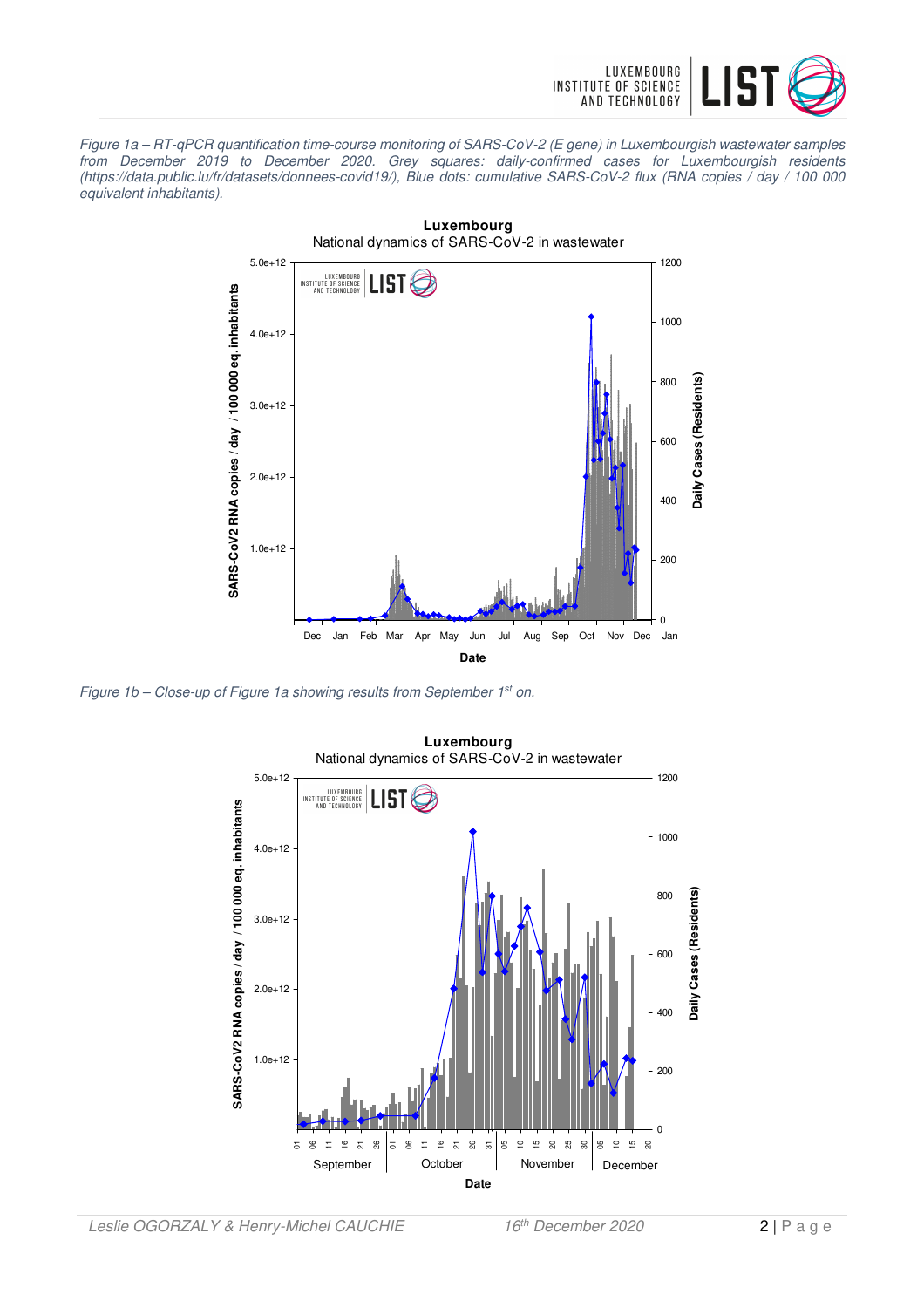*Figure 1a – RT-qPCR quantification time-course monitoring of SARS-CoV-2 (E gene) in Luxembourgish wastewater samples from December 2019 to December 2020. Grey squares: daily-confirmed cases for Luxembourgish residents (https://data.public.lu/fr/datasets/donnees-covid19/), Blue dots: cumulative SARS-CoV-2 flux (RNA copies / day / 100 000 equivalent inhabitants).*

*Figure 1b – Close-up of Figure 1a showing results from September 1st on.*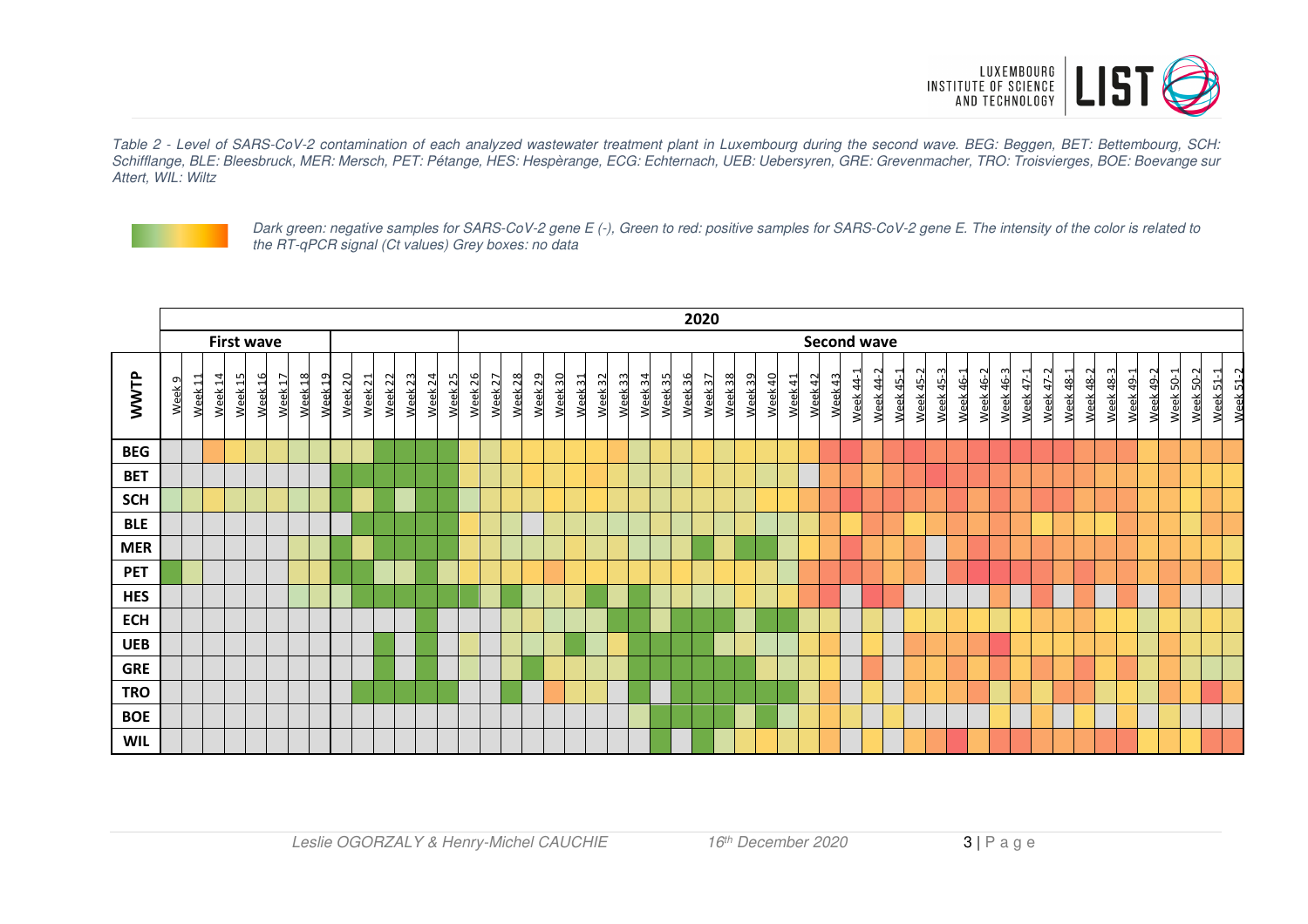*Table 2 - Level of SARS-CoV-2 contamination of each analyzed wastewater treatment plant in Luxembourg during the second wave. BEG: Beggen, BET: Bettembourg, SCH: Schifflange, BLE: Bleesbruck, MER: Mersch, PET: Pétange, HES: Hespèrange, ECG: Echternach, UEB: Uebersyren, GRE: Grevenmacher, TRO: Troisvierges, BOE: Boevange sur Attert, WIL: Wiltz*

*Dark green: negative samples for SARS-CoV-2 gene E (-), Green to red: positive samples for SARS-CoV-2 gene E. The intensity of the color is related to the RT-qPCR signal (Ct values) Grey boxes: no data*

| | 2020 | | | | | | | | | | | | | | | | | | | | | | | | | | | | | | | | | | | | | | | | | | | | | | | | | | |
|---|---|---|---|---|---|---|---|---|---|---|---|---|---|---|---|---|---|---|---|---|---|---|---|---|---|---|---|---|---|---|---|---|---|---|---|---|---|---|---|---|---|---|---|---|---|---|---|---|---|---|---|
| | First wave | | | | | | | | | | | | | | Second wave | | | | | | | | | | | | | | | | | | | | | | | | | | | | | | | | | | | | |
| **WWTP** | Week 9 | Week 11 | Week 14 | Week 15 | Week 16 | Week 17 | Week 18 | Week 19 | Week 20 | Week 21 | Week 22 | Week 23 | Week 24 | Week 25 | Week 26 | Week 27 | Week 28 | Week 29 | Week 30 | Week 31 | Week 32 | Week 33 | Week 34 | Week 35 | Week 36 | Week 37 | Week 38 | Week 39 | Week 40 | Week 41 | Week 42 | Week 43 | Week 44-1 | Week 44-2 | Week 45-1 | Week 45-2 | Week 45-3 | Week 46-1 | Week 46-2 | Week 46-3 | Week 47-1 | Week 47-2 | Week 48-1 | Week 48-2 | Week 48-3 | Week 49-1 | Week 49-2 | Week 50-1 | Week 50-2 | Week 51-1 | Week 51-2 |
| **BEG** | | | | | | | | | | | | | | | | | | | | | | | | | | | | | | | | | | | | | | | | | | | | | | | | | | | |
| **BET** | | | | | | | | | | | | | | | | | | | | | | | | | | | | | | | | | | | | | | | | | | | | | | | | | | | |
| **SCH** | | | | | | | | | | | | | | | | | | | | | | | | | | | | | | | | | | | | | | | | | | | | | | | | | | | |
| **BLE** | | | | | | | | | | | | | | | | | | | | | | | | | | | | | | | | | | | | | | | | | | | | | | | | | | | |
| **MER** | | | | | | | | | | | | | | | | | | | | | | | | | | | | | | | | | | | | | | | | | | | | | | | | | | | |
| **PET** | | | | | | | | | | | | | | | | | | | | | | | | | | | | | | | | | | | | | | | | | | | | | | | | | | | |
| **HES** | | | | | | | | | | | | | | | | | | | | | | | | | | | | | | | | | | | | | | | | | | | | | | | | | | | |
| **ECH** | | | | | | | | | | | | | | | | | | | | | | | | | | | | | | | | | | | | | | | | | | | | | | | | | | | |
| **UEB** | | | | | | | | | | | | | | | | | | | | | | | | | | | | | | | | | | | | | | | | | | | | | | | | | | | |
| **GRE** | | | | | | | | | | | | | | | | | | | | | | | | | | | | | | | | | | | | | | | | | | | | | | | | | | | |
| **TRO** | | | | | | | | | | | | | | | | | | | | | | | | | | | | | | | | | | | | | | | | | | | | | | | | | | | |
| **BOE** | | | | | | | | | | | | | | | | | | | | | | | | | | | | | | | | | | | | | | | | | | | | | | | | | | | |
| **WIL** | | | | | | | | | | | | | | | | | | | | | | | | | | | | | | | | | | | | | | | | | | | | | | | | | | | |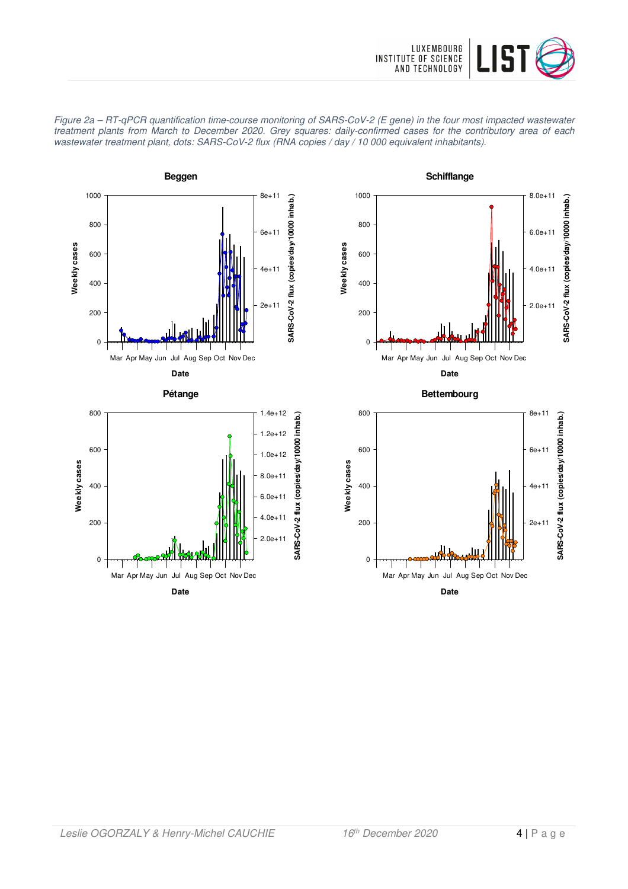*Figure 2a – RT-qPCR quantification time-course monitoring of SARS-CoV-2 (E gene) in the four most impacted wastewater treatment plants from March to December 2020. Grey squares: daily-confirmed cases for the contributory area of each wastewater treatment plant, dots: SARS-CoV-2 flux (RNA copies / day / 10 000 equivalent inhabitants).*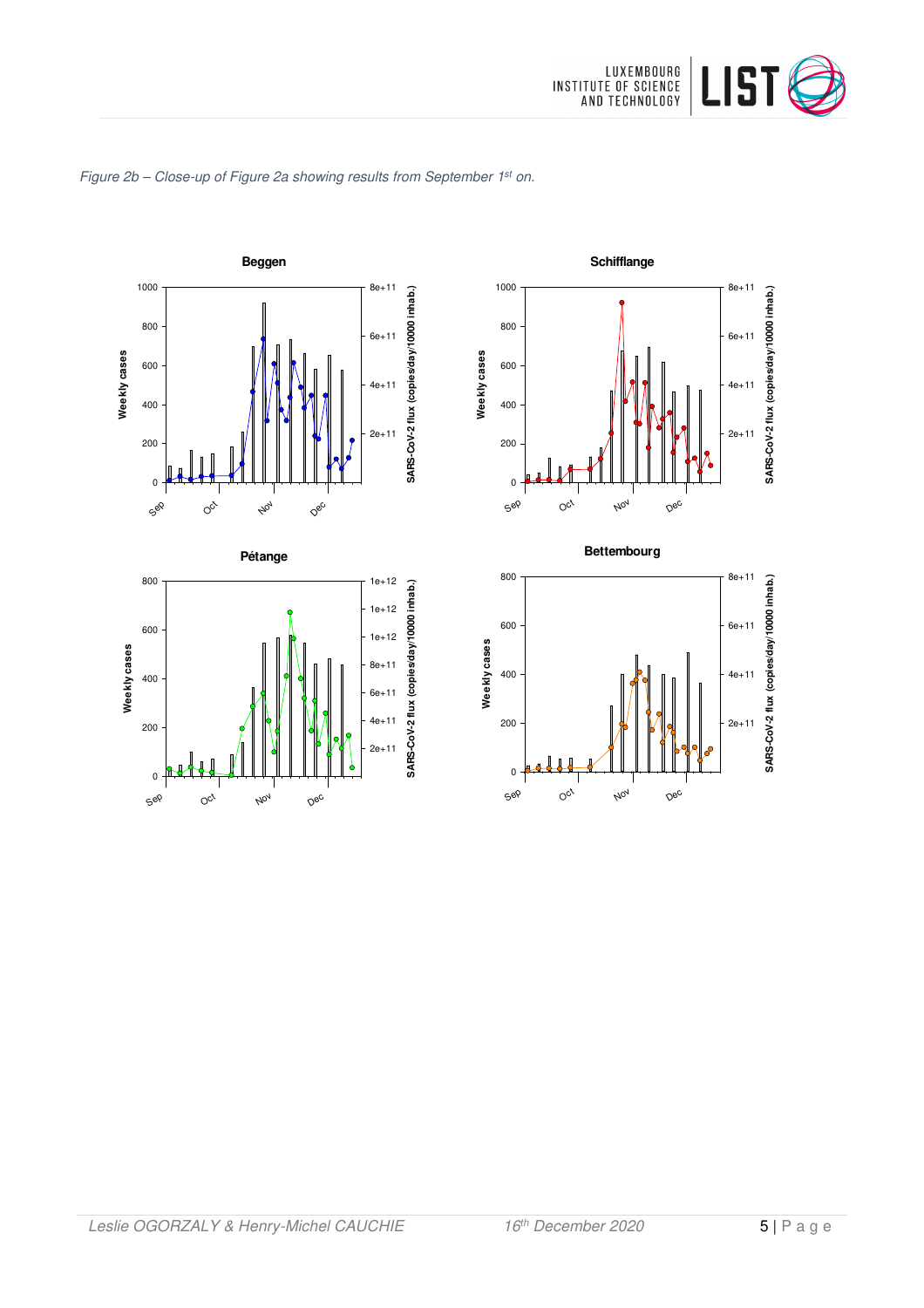*Figure 2b – Close-up of Figure 2a showing results from September 1st on.*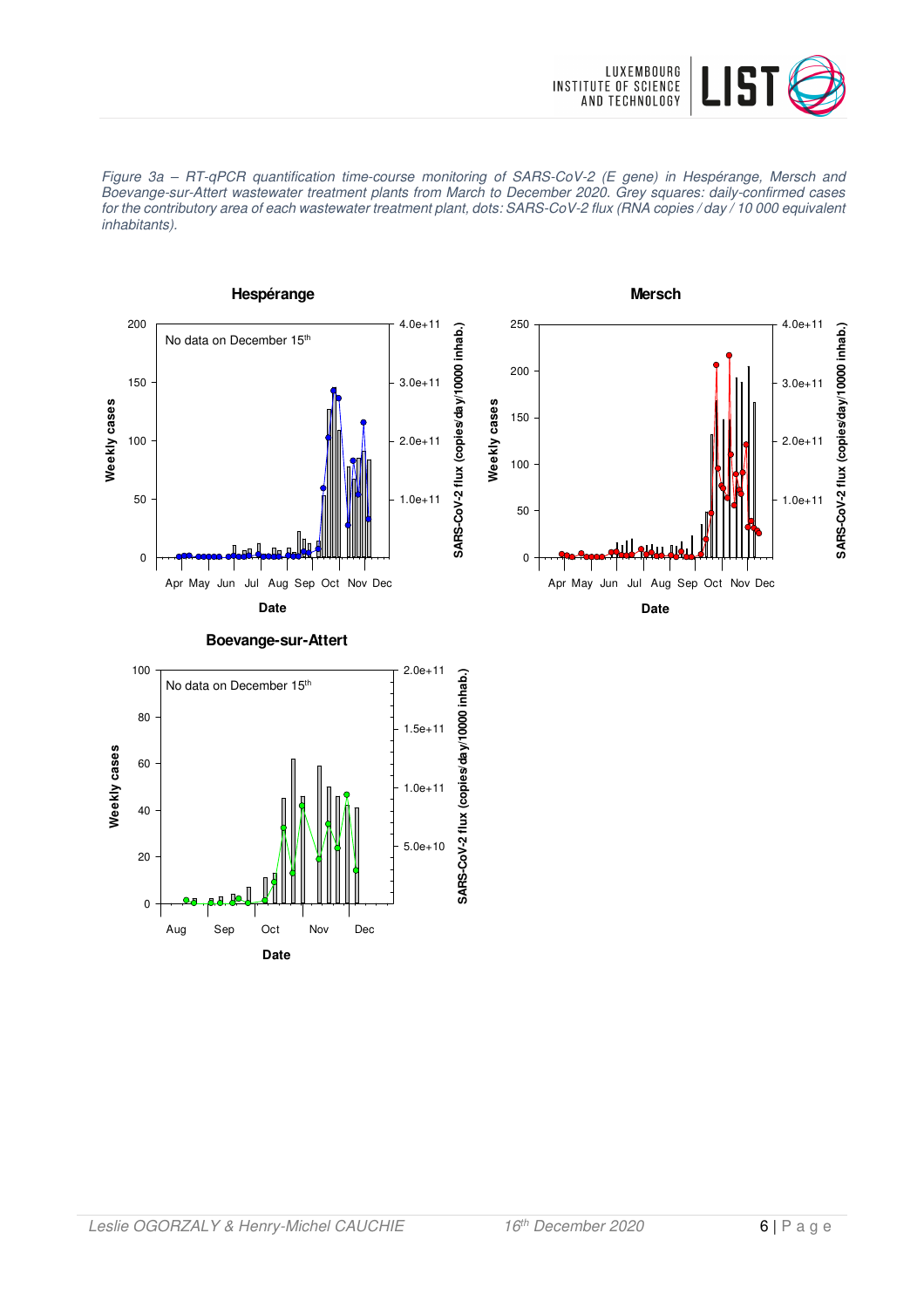*Figure 3a – RT-qPCR quantification time-course monitoring of SARS-CoV-2 (E gene) in Hespérange, Mersch and Boevange-sur-Attert wastewater treatment plants from March to December 2020. Grey squares: daily-confirmed cases for the contributory area of each wastewater treatment plant, dots: SARS-CoV-2 flux (RNA copies / day / 10 000 equivalent inhabitants).*

**Hespérange**

No data on December 15[th]

**Mersch**

**Boevange-sur-Attert**

No data on December 15[th]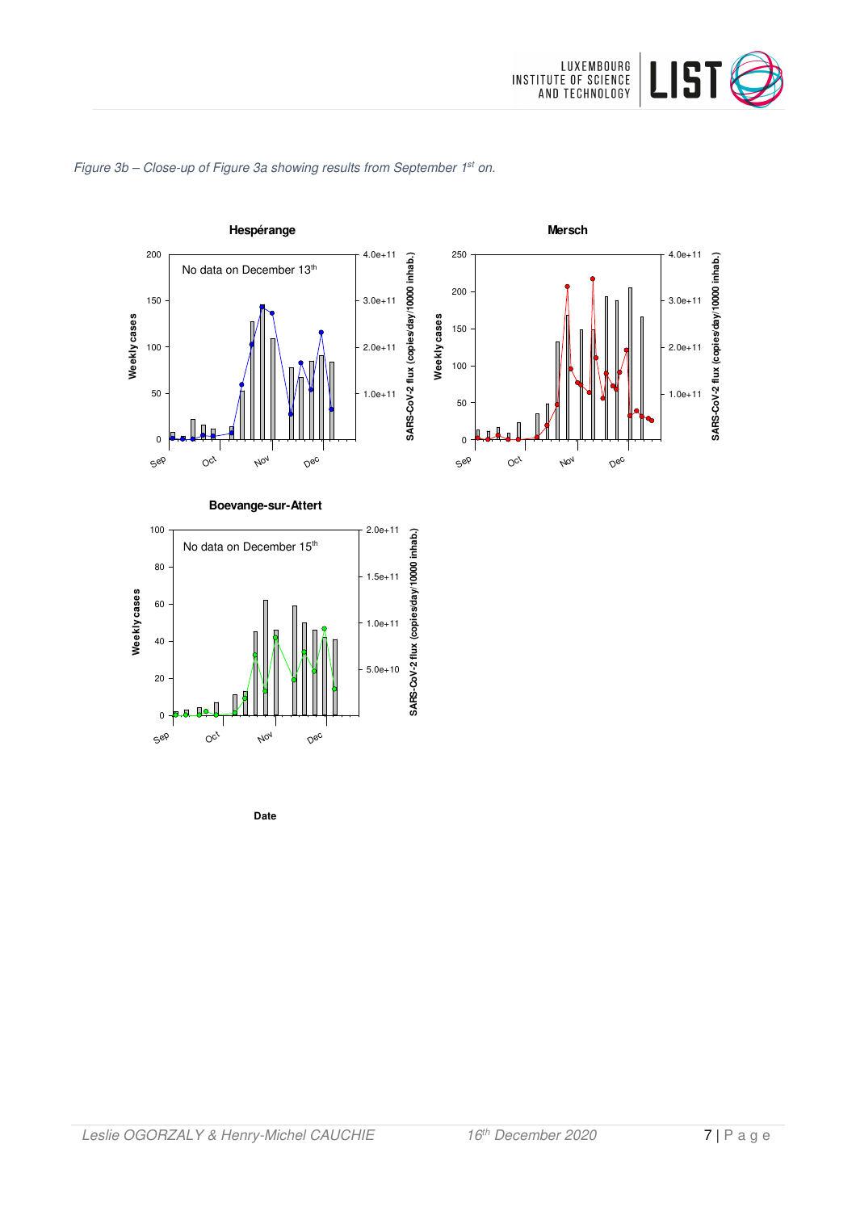*Figure 3b – Close-up of Figure 3a showing results from September 1st on.*

**Hespérange**

No data on December 13th

**Mersch**

**Boevange-sur-Attert**

No data on December 15th

Weekly cases

SARS-CoV-2 flux (copies/day/10000 inhab.)

Date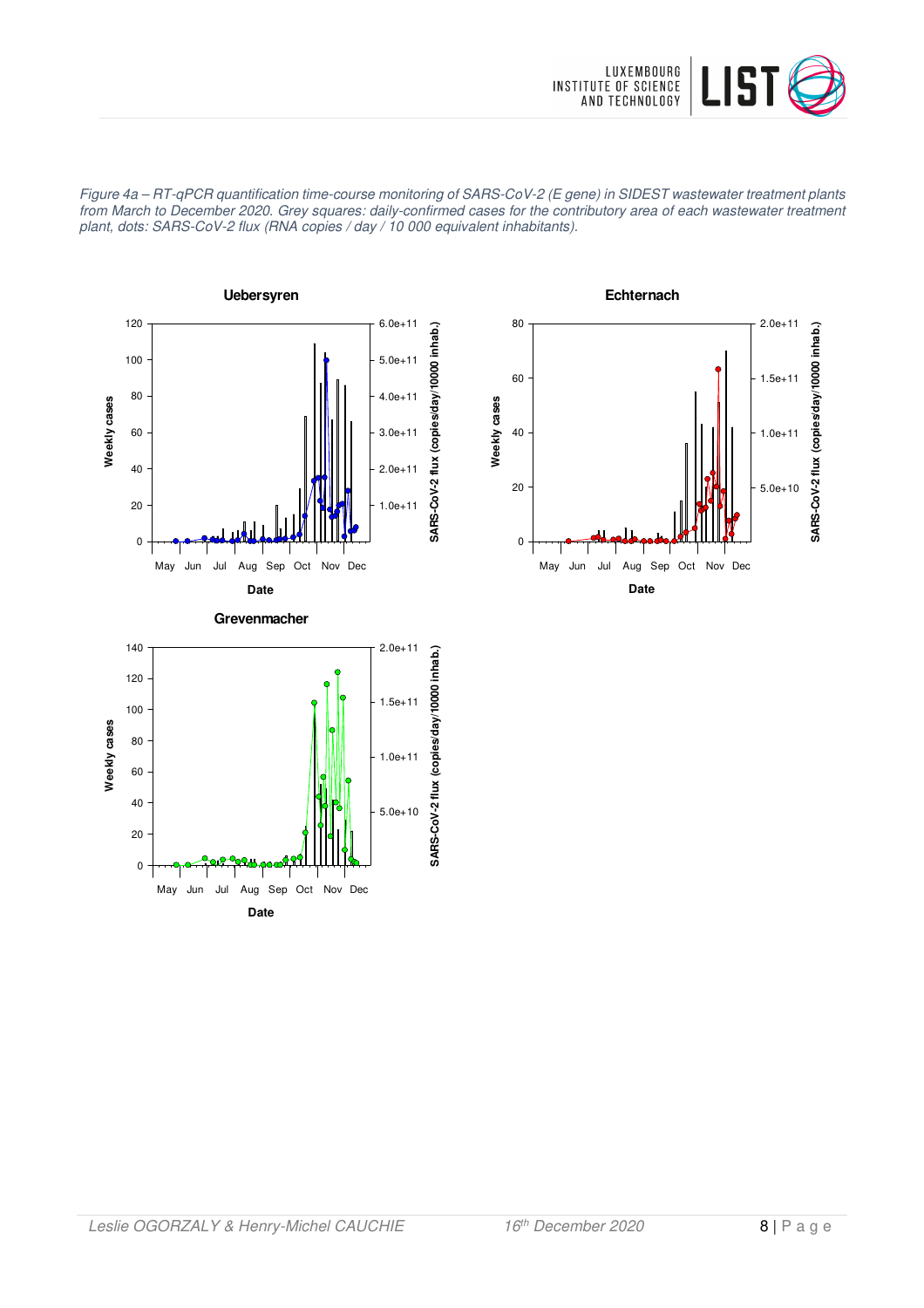*Figure 4a – RT-qPCR quantification time-course monitoring of SARS-CoV-2 (E gene) in SIDEST wastewater treatment plants from March to December 2020. Grey squares: daily-confirmed cases for the contributory area of each wastewater treatment plant, dots: SARS-CoV-2 flux (RNA copies / day / 10 000 equivalent inhabitants).*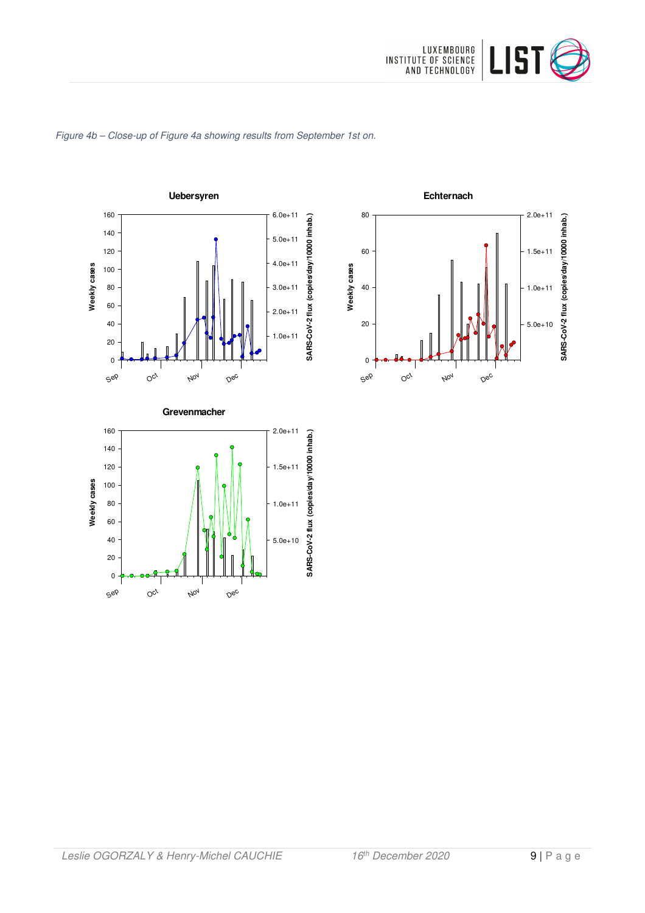*Figure 4b – Close-up of Figure 4a showing results from September 1st on.*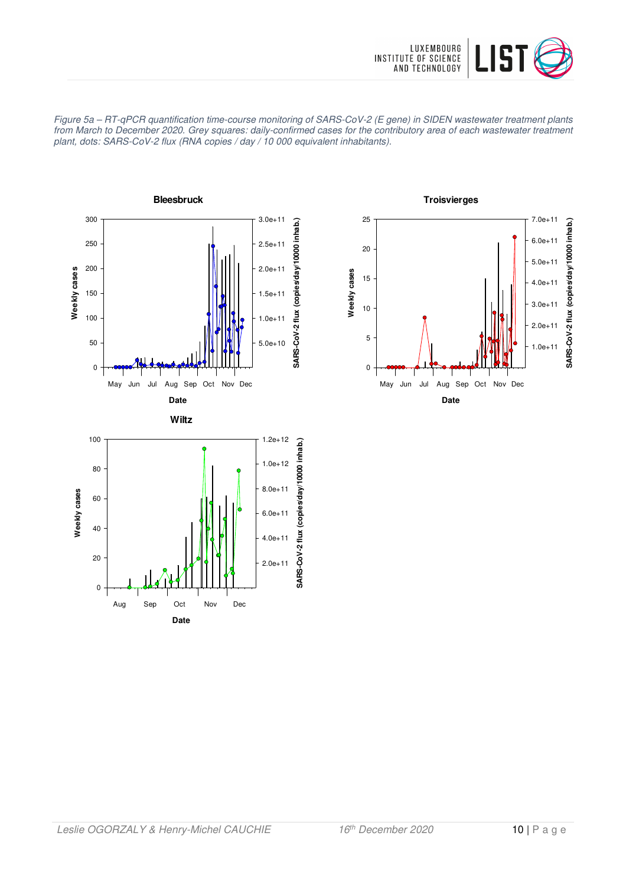*Figure 5a – RT-qPCR quantification time-course monitoring of SARS-CoV-2 (E gene) in SIDEN wastewater treatment plants from March to December 2020. Grey squares: daily-confirmed cases for the contributory area of each wastewater treatment plant, dots: SARS-CoV-2 flux (RNA copies / day / 10 000 equivalent inhabitants).*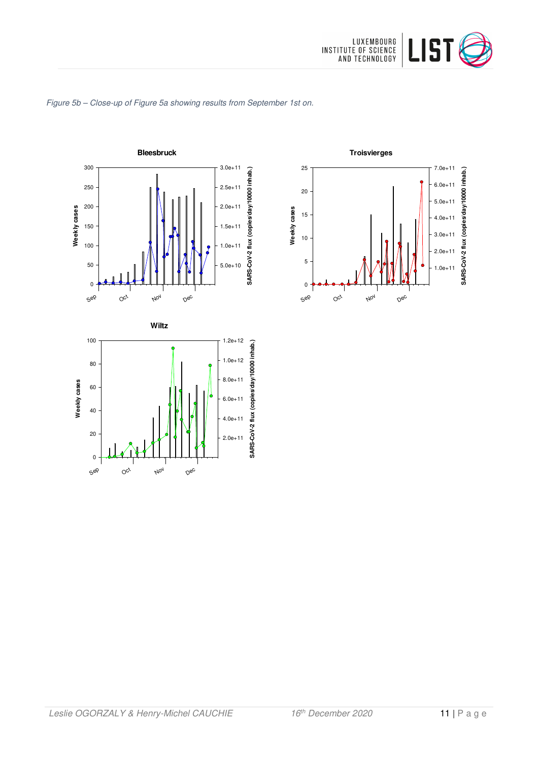*Figure 5b – Close-up of Figure 5a showing results from September 1st on.*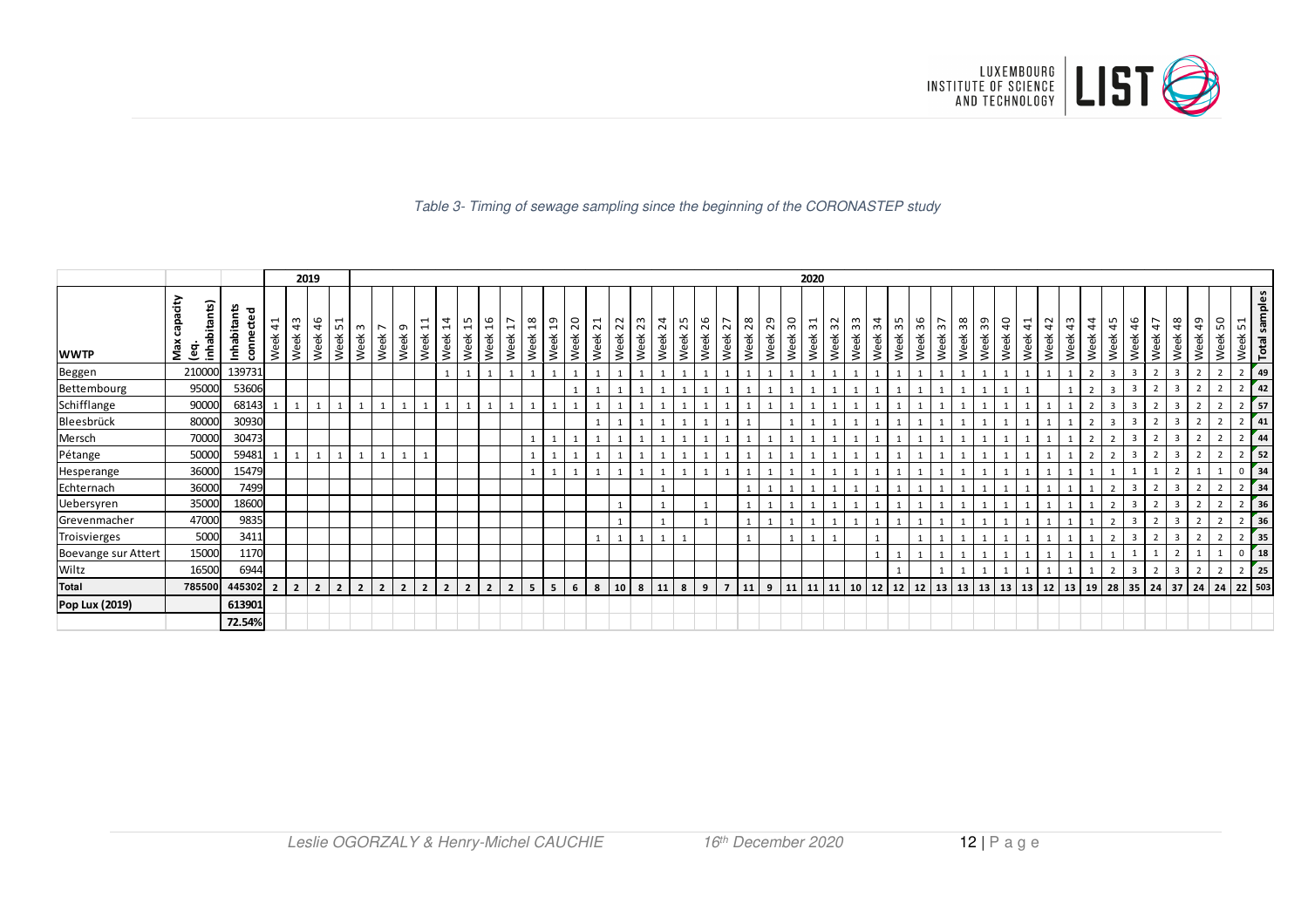*Table 3- Timing of sewage sampling since the beginning of the CORONASTEP study*

| WWTP | Max capacity (eq. inhabitants) | Inhabitants connected | 2019 | | | | 2020 | | | | | | | | | | | | | | | | | | | | | | | | | | | | | | | | | | | | | | | | | | | | Total samples |
|---|---|---|---|---|---|---|---|---|---|---|---|---|---|---|---|---|---|---|---|---|---|---|---|---|---|---|---|---|---|---|---|---|---|---|---|---|---|---|---|---|---|---|---|---|---|---|---|---|---|
| | | | Week 41 | Week 43 | Week 46 | Week 51 | Week 3 | Week 7 | Week 9 | Week 11 | Week 14 | Week 15 | Week 16 | Week 17 | Week 18 | Week 19 | Week 20 | Week 21 | Week 22 | Week 23 | Week 24 | Week 25 | Week 26 | Week 27 | Week 28 | Week 29 | Week 30 | Week 31 | Week 32 | Week 33 | Week 34 | Week 35 | Week 36 | Week 37 | Week 38 | Week 39 | Week 40 | Week 41 | Week 42 | Week 43 | Week 44 | Week 45 | Week 46 | Week 47 | Week 48 | Week 49 | Week 50 | Week 51 | |
| Beggen | 210000 | 139731 | | | | | | | | | 1 | 1 | 1 | 1 | 1 | 1 | 1 | 1 | 1 | 1 | 1 | 1 | 1 | 1 | 1 | 1 | 1 | 1 | 1 | 1 | 1 | 1 | 1 | 1 | 1 | 1 | 1 | 1 | 1 | 1 | 2 | 3 | 3 | 2 | 3 | 2 | 2 | 2 | 49 |
| Bettembourg | 95000 | 53606 | | | | | | | | | | | | | | | 1 | 1 | 1 | 1 | 1 | 1 | 1 | 1 | 1 | 1 | 1 | 1 | 1 | 1 | 1 | 1 | 1 | 1 | 1 | 1 | 1 | 1 | | 1 | 2 | 3 | 3 | 2 | 3 | 2 | 2 | 2 | 42 |
| Schifflange | 90000 | 68143 | 1 | 1 | 1 | 1 | 1 | 1 | 1 | 1 | 1 | 1 | 1 | 1 | 1 | 1 | 1 | 1 | 1 | 1 | 1 | 1 | 1 | 1 | 1 | 1 | 1 | 1 | 1 | 1 | 1 | 1 | 1 | 1 | 1 | 1 | 1 | 1 | 1 | 1 | 2 | 3 | 3 | 2 | 3 | 2 | 2 | 2 | 57 |
| Bleesbrück | 80000 | 30930 | | | | | | | | | | | | | | | | 1 | 1 | 1 | 1 | 1 | 1 | 1 | 1 | | 1 | 1 | 1 | 1 | 1 | 1 | 1 | 1 | 1 | 1 | 1 | 1 | 1 | 1 | 2 | 3 | 3 | 2 | 3 | 2 | 2 | 2 | 41 |
| Mersch | 70000 | 30473 | | | | | | | | | | | | | 1 | 1 | 1 | 1 | 1 | 1 | 1 | 1 | 1 | 1 | 1 | 1 | 1 | 1 | 1 | 1 | 1 | 1 | 1 | 1 | 1 | 1 | 1 | 1 | 1 | 1 | 2 | 2 | 3 | 2 | 3 | 2 | 2 | 2 | 44 |
| Pétange | 50000 | 59481 | 1 | 1 | 1 | 1 | 1 | 1 | 1 | 1 | | | | | 1 | 1 | 1 | 1 | 1 | 1 | 1 | 1 | 1 | 1 | 1 | 1 | 1 | 1 | 1 | 1 | 1 | 1 | 1 | 1 | 1 | 1 | 1 | 1 | 1 | 1 | 2 | 2 | 3 | 2 | 3 | 2 | 2 | 2 | 52 |
| Hesperange | 36000 | 15479 | | | | | | | | | | | | | 1 | 1 | 1 | 1 | 1 | 1 | 1 | 1 | 1 | 1 | 1 | 1 | 1 | 1 | 1 | 1 | 1 | 1 | 1 | 1 | 1 | 1 | 1 | 1 | 1 | 1 | 1 | 1 | 1 | 1 | 2 | 1 | 1 | 0 | 34 |
| Echternach | 36000 | 7499 | | | | | | | | | | | | | | | | | | | 1 | | | | 1 | 1 | 1 | 1 | 1 | 1 | 1 | 1 | 1 | 1 | 1 | 1 | 1 | 1 | 1 | 1 | 1 | 2 | 3 | 2 | 3 | 2 | 2 | 2 | 34 |
| Uebersyren | 35000 | 18600 | | | | | | | | | | | | | | | | | 1 | | 1 | | 1 | | 1 | 1 | 1 | 1 | 1 | 1 | 1 | 1 | 1 | 1 | 1 | 1 | 1 | 1 | 1 | 1 | 1 | 2 | 3 | 2 | 3 | 2 | 2 | 2 | 36 |
| Grevenmacher | 47000 | 9835 | | | | | | | | | | | | | | | | | 1 | | 1 | | 1 | | 1 | 1 | 1 | 1 | 1 | 1 | 1 | 1 | 1 | 1 | 1 | 1 | 1 | 1 | 1 | 1 | 1 | 2 | 3 | 2 | 3 | 2 | 2 | 2 | 36 |
| Troisvierges | 5000 | 3411 | | | | | | | | | | | | | | | | 1 | 1 | 1 | 1 | 1 | | | 1 | | 1 | 1 | 1 | | 1 | | 1 | 1 | 1 | 1 | 1 | 1 | 1 | 1 | 1 | 2 | 3 | 2 | 3 | 2 | 2 | 2 | 35 |
| Boevange sur Attert | 15000 | 1170 | | | | | | | | | | | | | | | | | | | | | | | | | | | | | 1 | 1 | 1 | 1 | 1 | 1 | 1 | 1 | 1 | 1 | 1 | 1 | 1 | 1 | 2 | 1 | 1 | 0 | 18 |
| Wiltz | 16500 | 6944 | | | | | | | | | | | | | | | | | | | | | | | | | | | | | | 1 | | 1 | 1 | 1 | 1 | 1 | 1 | 1 | 1 | 2 | 3 | 2 | 3 | 2 | 2 | 2 | 25 |
| **Total** | **785500** | **445302** | **2** | **2** | **2** | **2** | **2** | **2** | **2** | **2** | **2** | **2** | **2** | **2** | **5** | **5** | **6** | **8** | **10** | **8** | **11** | **8** | **9** | **7** | **11** | **9** | **11** | **11** | **11** | **10** | **12** | **12** | **12** | **13** | **13** | **13** | **13** | **13** | **12** | **13** | **19** | **28** | **35** | **24** | **37** | **24** | **24** | **22** | **503** |
| **Pop Lux (2019)** | | **613901** | | | | | | | | | | | | | | | | | | | | | | | | | | | | | | | | | | | | | | | | | | | | | | | |
| | | **72.54%** | | | | | | | | | | | | | | | | | | | | | | | | | | | | | | | | | | | | | | | | | | | | | | | |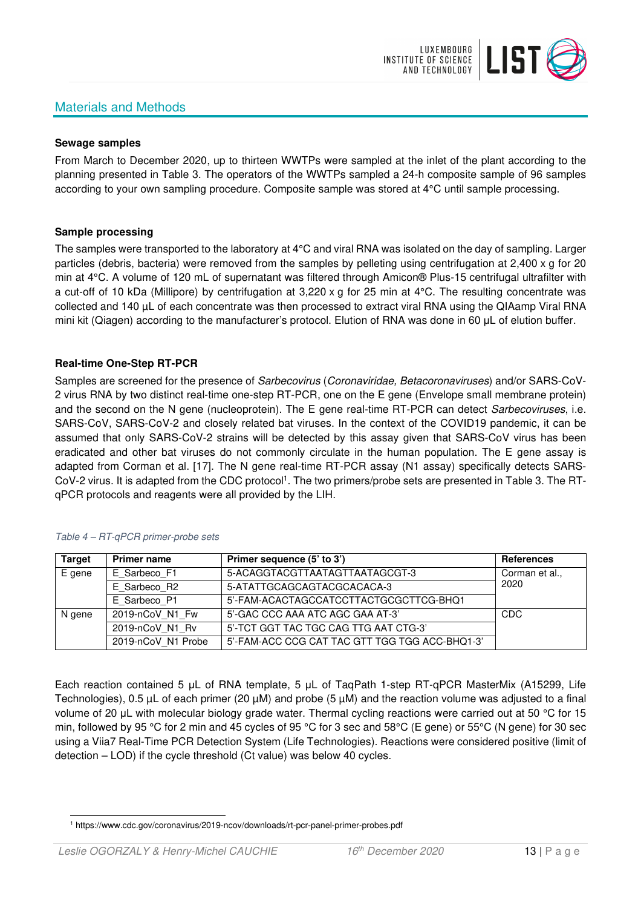## Materials and Methods

**Sewage samples**

From March to December 2020, up to thirteen WWTPs were sampled at the inlet of the plant according to the planning presented in Table 3. The operators of the WWTPs sampled a 24-h composite sample of 96 samples according to your own sampling procedure. Composite sample was stored at 4°C until sample processing.

**Sample processing**

The samples were transported to the laboratory at 4°C and viral RNA was isolated on the day of sampling. Larger particles (debris, bacteria) were removed from the samples by pelleting using centrifugation at 2,400 x g for 20 min at 4°C. A volume of 120 mL of supernatant was filtered through Amicon® Plus-15 centrifugal ultrafilter with a cut-off of 10 kDa (Millipore) by centrifugation at 3,220 x g for 25 min at 4°C. The resulting concentrate was collected and 140 µL of each concentrate was then processed to extract viral RNA using the QIAamp Viral RNA mini kit (Qiagen) according to the manufacturer's protocol. Elution of RNA was done in 60 µL of elution buffer.

**Real-time One-Step RT-PCR**

Samples are screened for the presence of *Sarbecovirus* (*Coronaviridae, Betacoronaviruses*) and/or SARS-CoV-2 virus RNA by two distinct real-time one-step RT-PCR, one on the E gene (Envelope small membrane protein) and the second on the N gene (nucleoprotein). The E gene real-time RT-PCR can detect *Sarbecoviruses*, i.e. SARS-CoV, SARS-CoV-2 and closely related bat viruses. In the context of the COVID19 pandemic, it can be assumed that only SARS-CoV-2 strains will be detected by this assay given that SARS-CoV virus has been eradicated and other bat viruses do not commonly circulate in the human population. The E gene assay is adapted from Corman et al. [17]. The N gene real-time RT-PCR assay (N1 assay) specifically detects SARS-CoV-2 virus. It is adapted from the CDC protocol[1]. The two primers/probe sets are presented in Table 3. The RT-qPCR protocols and reagents were all provided by the LIH.

*Table 4 – RT-qPCR primer-probe sets*

| Target | Primer name | Primer sequence (5' to 3') | References |
|---|---|---|---|
| E gene | E_Sarbeco_F1 | 5-ACAGGTACGTTAATAGTTAATAGCGT-3 | Corman et al., 2020 |
| | E_Sarbeco_R2 | 5-ATATTGCAGCAGTACGCACACA-3 | |
| | E_Sarbeco_P1 | 5'-FAM-ACACTAGCCATCCTTACTGCGCTTCG-BHQ1 | |
| N gene | 2019-nCoV_N1_Fw | 5'-GAC CCC AAA ATC AGC GAA AT-3' | CDC |
| | 2019-nCoV_N1_Rv | 5'-TCT GGT TAC TGC CAG TTG AAT CTG-3' | |
| | 2019-nCoV_N1 Probe | 5'-FAM-ACC CCG CAT TAC GTT TGG TGG ACC-BHQ1-3' | |

Each reaction contained 5 µL of RNA template, 5 µL of TaqPath 1-step RT-qPCR MasterMix (A15299, Life Technologies), 0.5 µL of each primer (20 µM) and probe (5 µM) and the reaction volume was adjusted to a final volume of 20 µL with molecular biology grade water. Thermal cycling reactions were carried out at 50 °C for 15 min, followed by 95 °C for 2 min and 45 cycles of 95 °C for 3 sec and 58°C (E gene) or 55°C (N gene) for 30 sec using a Viia7 Real-Time PCR Detection System (Life Technologies). Reactions were considered positive (limit of detection – LOD) if the cycle threshold (Ct value) was below 40 cycles.

[1] https://www.cdc.gov/coronavirus/2019-ncov/downloads/rt-pcr-panel-primer-probes.pdf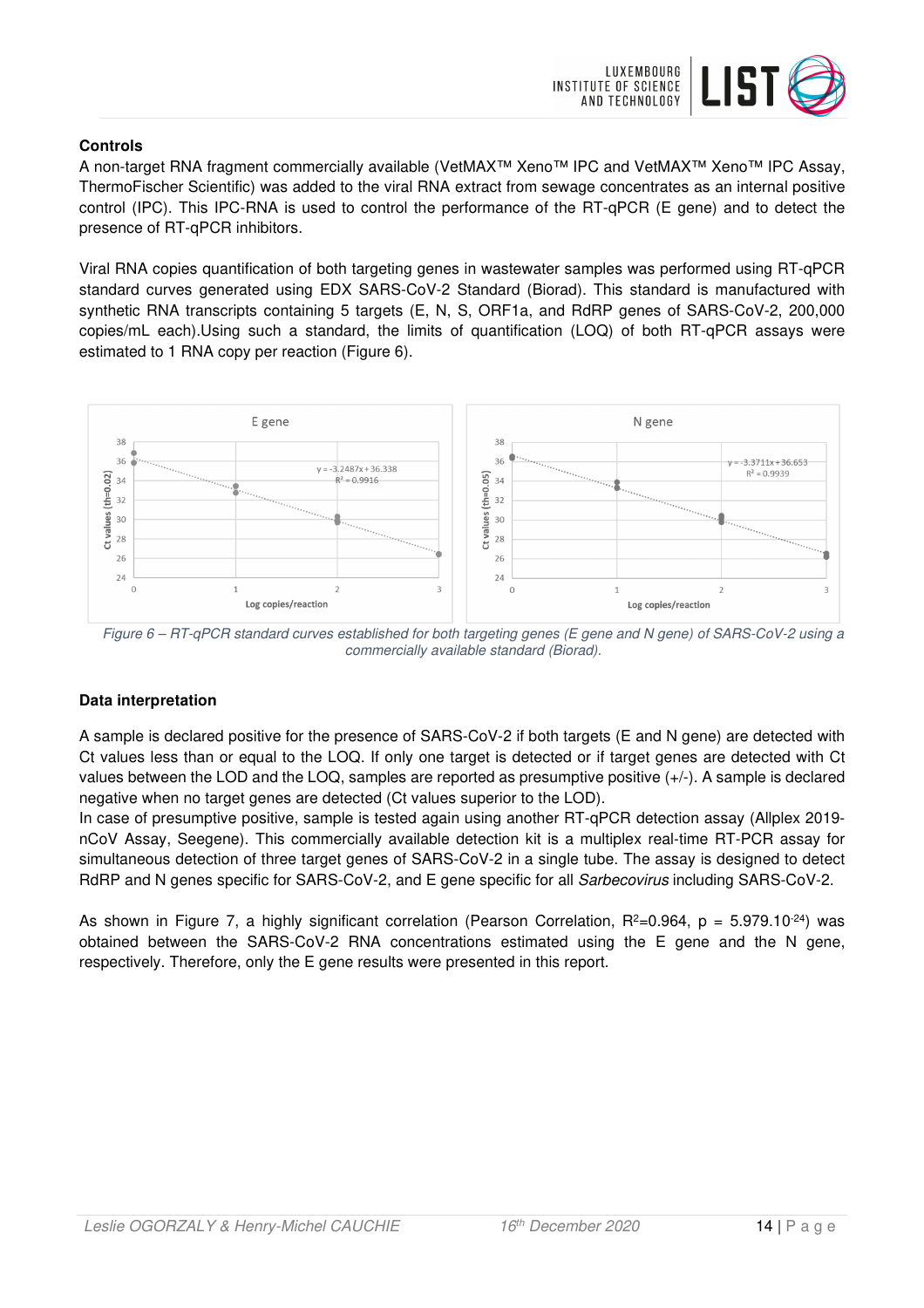### Controls

A non-target RNA fragment commercially available (VetMAX™ Xeno™ IPC and VetMAX™ Xeno™ IPC Assay, ThermoFischer Scientific) was added to the viral RNA extract from sewage concentrates as an internal positive control (IPC). This IPC-RNA is used to control the performance of the RT-qPCR (E gene) and to detect the presence of RT-qPCR inhibitors.

Viral RNA copies quantification of both targeting genes in wastewater samples was performed using RT-qPCR standard curves generated using EDX SARS-CoV-2 Standard (Biorad). This standard is manufactured with synthetic RNA transcripts containing 5 targets (E, N, S, ORF1a, and RdRP genes of SARS-CoV-2, 200,000 copies/mL each).Using such a standard, the limits of quantification (LOQ) of both RT-qPCR assays were estimated to 1 RNA copy per reaction (Figure 6).

*Figure 6 – RT-qPCR standard curves established for both targeting genes (E gene and N gene) of SARS-CoV-2 using a commercially available standard (Biorad).*

### Data interpretation

A sample is declared positive for the presence of SARS-CoV-2 if both targets (E and N gene) are detected with Ct values less than or equal to the LOQ. If only one target is detected or if target genes are detected with Ct values between the LOD and the LOQ, samples are reported as presumptive positive (+/-). A sample is declared negative when no target genes are detected (Ct values superior to the LOD).

In case of presumptive positive, sample is tested again using another RT-qPCR detection assay (Allplex 2019-nCoV Assay, Seegene). This commercially available detection kit is a multiplex real-time RT-PCR assay for simultaneous detection of three target genes of SARS-CoV-2 in a single tube. The assay is designed to detect RdRP and N genes specific for SARS-CoV-2, and E gene specific for all *Sarbecovirus* including SARS-CoV-2.

As shown in Figure 7, a highly significant correlation (Pearson Correlation, $R^2$=0.964, $p = 5.979.10^{-24}$) was obtained between the SARS-CoV-2 RNA concentrations estimated using the E gene and the N gene, respectively. Therefore, only the E gene results were presented in this report.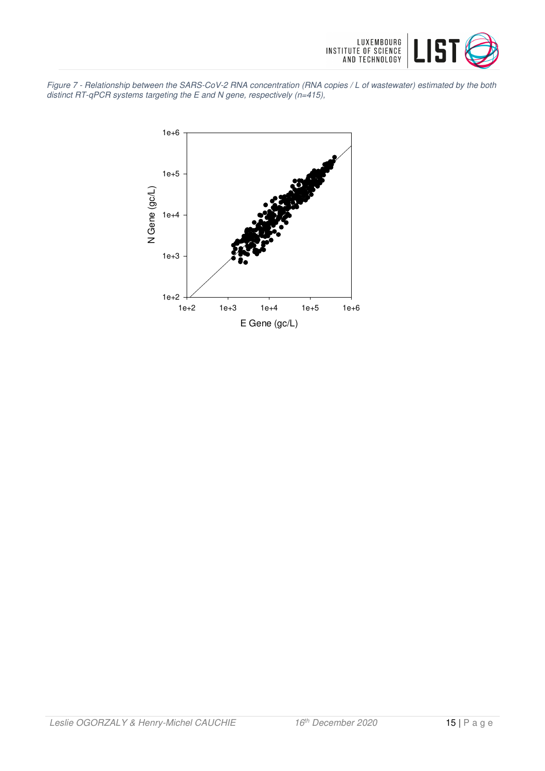*Figure 7 - Relationship between the SARS-CoV-2 RNA concentration (RNA copies / L of wastewater) estimated by the both distinct RT-qPCR systems targeting the E and N gene, respectively (n=415),*

N Gene (gc/L)

1e+6

1e+5

1e+4

1e+3

1e+2

1e+2 1e+3 1e+4 1e+5 1e+6

E Gene (gc/L)